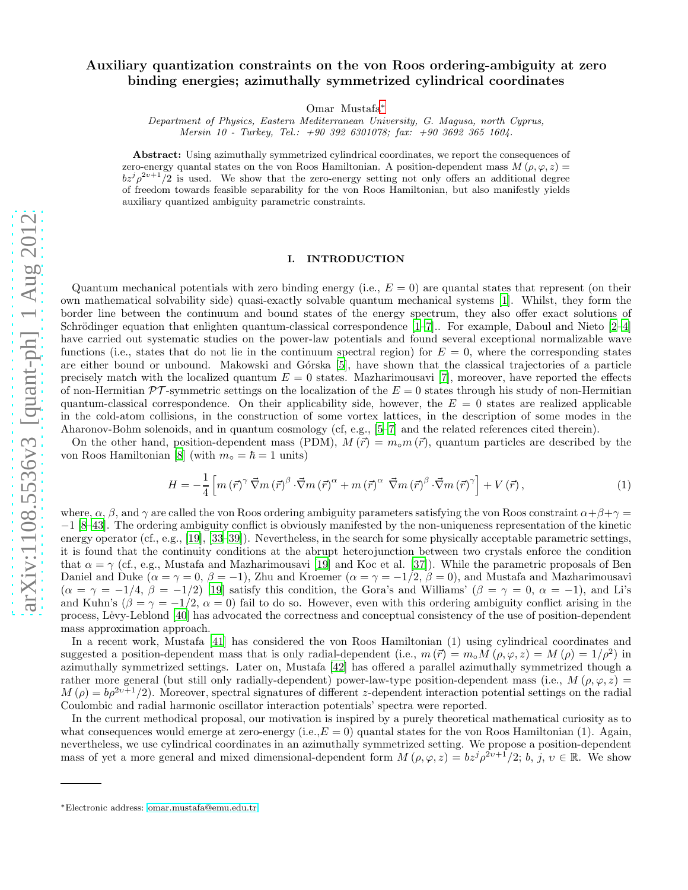# Auxiliary quantization constraints on the von Roos ordering-ambiguity at zero binding energies; azimuthally symmetrized cylindrical coordinates

Omar Mustafa*

*Department of Physics, Eastern Mediterranean University, G. Magusa, north Cyprus, Mersin 10 - Turkey, Tel.: +90 392 6301078; fax: +90 3692 365 1604.*

**Abstract:** Using azimuthally symmetrized cylindrical coordinates, we report the consequences of zero-energy quantal states on the von Roos Hamiltonian. A position-dependent mass $M(\rho,\varphi,z) = bz^j\rho^{2\upsilon+1}/2$ is used. We show that the zero-energy setting not only offers an additional degree of freedom towards feasible separability for the von Roos Hamiltonian, but also manifestly yields auxiliary quantized ambiguity parametric constraints.

## I. INTRODUCTION

Quantum mechanical potentials with zero binding energy (i.e., $E = 0$) are quantal states that represent (on their own mathematical solvability side) quasi-exactly solvable quantum mechanical systems [1]. Whilst, they form the border line between the continuum and bound states of the energy spectrum, they also offer exact solutions of Schrödinger equation that enlighten quantum-classical correspondence [1–7].. For example, Daboul and Nieto [2–4] have carried out systematic studies on the power-law potentials and found several exceptional normalizable wave functions (i.e., states that do not lie in the continuum spectral region) for $E = 0$, where the corresponding states are either bound or unbound. Makowski and Górska [5], have shown that the classical trajectories of a particle precisely match with the localized quantum $E = 0$ states. Mazharimousavi [7], moreover, have reported the effects of non-Hermitian $\mathcal{PT}$-symmetric settings on the localization of the $E = 0$ states through his study of non-Hermitian quantum-classical correspondence. On their applicability side, however, the $E = 0$ states are realized applicable in the cold-atom collisions, in the construction of some vortex lattices, in the description of some modes in the Aharonov-Bohm solenoids, and in quantum cosmology (cf, e.g., [5–7] and the related references cited therein).

On the other hand, position-dependent mass (PDM), $M(\vec{r}) = m_\circ m(\vec{r})$, quantum particles are described by the von Roos Hamiltonian [8] (with $m_\circ = \hbar = 1$ units)

$$H = -\frac{1}{4}\left[m(\vec{r})^{\gamma}\,\vec{\nabla}m(\vec{r})^{\beta}\cdot\vec{\nabla}m(\vec{r})^{\alpha} + m(\vec{r})^{\alpha}\;\vec{\nabla}m(\vec{r})^{\beta}\cdot\vec{\nabla}m(\vec{r})^{\gamma}\right] + V(\vec{r}), \tag{1}$$

where, $\alpha$, $\beta$, and $\gamma$ are called the von Roos ordering ambiguity parameters satisfying the von Roos constraint $\alpha+\beta+\gamma = -1$ [8–43]. The ordering ambiguity conflict is obviously manifested by the non-uniqueness representation of the kinetic energy operator (cf., e.g., [19], [33–39]). Nevertheless, in the search for some physically acceptable parametric settings, it is found that the continuity conditions at the abrupt heterojunction between two crystals enforce the condition that $\alpha = \gamma$ (cf., e.g., Mustafa and Mazharimousavi [19] and Koc et al. [37]). While the parametric proposals of Ben Daniel and Duke ($\alpha = \gamma = 0$, $\beta = -1$), Zhu and Kroemer ($\alpha = \gamma = -1/2$, $\beta = 0$), and Mustafa and Mazharimousavi ($\alpha = \gamma = -1/4$, $\beta = -1/2$) [19] satisfy this condition, the Gora's and Williams' ($\beta = \gamma = 0$, $\alpha = -1$), and Li's and Kuhn's ($\beta = \gamma = -1/2$, $\alpha = 0$) fail to do so. However, even with this ordering ambiguity conflict arising in the process, Lėvy-Leblond [40] has advocated the correctness and conceptual consistency of the use of position-dependent mass approximation approach.

In a recent work, Mustafa [41] has considered the von Roos Hamiltonian (1) using cylindrical coordinates and suggested a position-dependent mass that is only radial-dependent (i.e., $m(\vec{r}) = m_\circ M(\rho,\varphi,z) = M(\rho) = 1/\rho^2$) in azimuthally symmetrized settings. Later on, Mustafa [42] has offered a parallel azimuthally symmetrized though a rather more general (but still only radially-dependent) power-law-type position-dependent mass (i.e., $M(\rho,\varphi,z) = M(\rho) = b\rho^{2\upsilon+1}/2$). Moreover, spectral signatures of different $z$-dependent interaction potential settings on the radial Coulombic and radial harmonic oscillator interaction potentials' spectra were reported.

In the current methodical proposal, our motivation is inspired by a purely theoretical mathematical curiosity as to what consequences would emerge at zero-energy (i.e.,$E = 0$) quantal states for the von Roos Hamiltonian (1). Again, nevertheless, we use cylindrical coordinates in an azimuthally symmetrized setting. We propose a position-dependent mass of yet a more general and mixed dimensional-dependent form $M(\rho,\varphi,z) = bz^j\rho^{2\upsilon+1}/2$; $b, j, \upsilon \in \mathbb{R}$. We show

*Electronic address: omar.mustafa@emu.edu.tr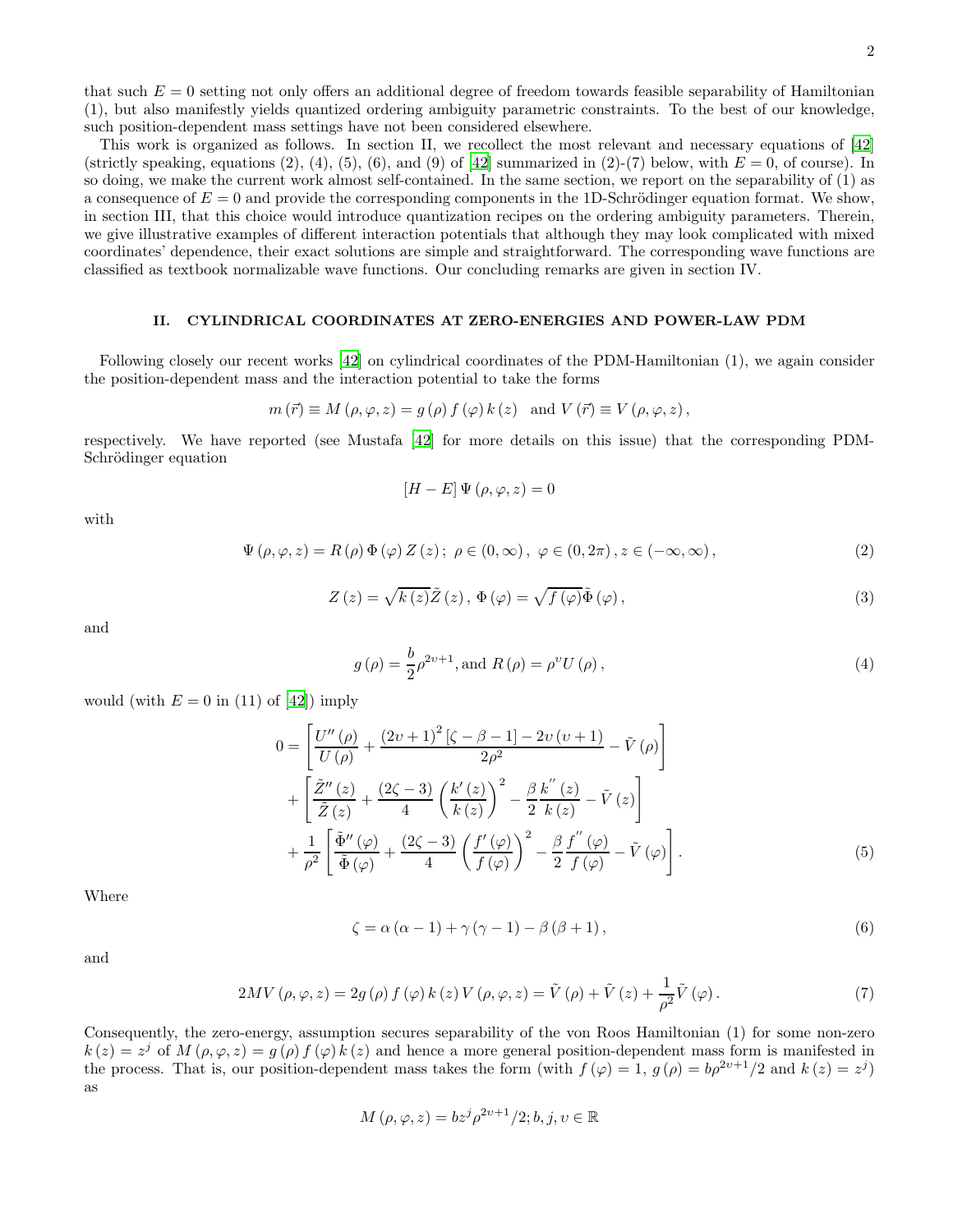that such $E=0$ setting not only offers an additional degree of freedom towards feasible separability of Hamiltonian (1), but also manifestly yields quantized ordering ambiguity parametric constraints. To the best of our knowledge, such position-dependent mass settings have not been considered elsewhere.

This work is organized as follows. In section II, we recollect the most relevant and necessary equations of [42] (strictly speaking, equations (2), (4), (5), (6), and (9) of [42] summarized in (2)-(7) below, with $E=0$, of course). In so doing, we make the current work almost self-contained. In the same section, we report on the separability of (1) as a consequence of $E=0$ and provide the corresponding components in the 1D-Schrödinger equation format. We show, in section III, that this choice would introduce quantization recipes on the ordering ambiguity parameters. Therein, we give illustrative examples of different interaction potentials that although they may look complicated with mixed coordinates' dependence, their exact solutions are simple and straightforward. The corresponding wave functions are classified as textbook normalizable wave functions. Our concluding remarks are given in section IV.

## II. CYLINDRICAL COORDINATES AT ZERO-ENERGIES AND POWER-LAW PDM

Following closely our recent works [42] on cylindrical coordinates of the PDM-Hamiltonian (1), we again consider the position-dependent mass and the interaction potential to take the forms

$$m(\vec{r}) \equiv M(\rho,\varphi,z) = g(\rho)\, f(\varphi)\, k(z) \quad \text{and } V(\vec{r}) \equiv V(\rho,\varphi,z),$$

respectively. We have reported (see Mustafa [42] for more details on this issue) that the corresponding PDM-Schrödinger equation

$$[H-E]\,\Psi(\rho,\varphi,z)=0$$

with

$$\Psi(\rho,\varphi,z) = R(\rho)\,\Phi(\varphi)\,Z(z);\ \rho\in(0,\infty),\ \varphi\in(0,2\pi),\ z\in(-\infty,\infty), \tag{2}$$

$$Z(z)=\sqrt{k(z)}\tilde{Z}(z),\ \Phi(\varphi)=\sqrt{f(\varphi)}\tilde{\Phi}(\varphi), \tag{3}$$

and

$$g(\rho)=\frac{b}{2}\rho^{2\upsilon+1}, \text{and } R(\rho)=\rho^{\upsilon}U(\rho), \tag{4}$$

would (with $E=0$ in (11) of [42]) imply

$$\begin{aligned} 0 = &\left[\frac{U''(\rho)}{U(\rho)} + \frac{(2\upsilon+1)^2[\zeta-\beta-1]-2\upsilon(\upsilon+1)}{2\rho^2} - \tilde{V}(\rho)\right] \\ &+ \left[\frac{\tilde{Z}''(z)}{\tilde{Z}(z)} + \frac{(2\zeta-3)}{4}\left(\frac{k'(z)}{k(z)}\right)^2 - \frac{\beta}{2}\frac{k''(z)}{k(z)} - \tilde{V}(z)\right] \\ &+ \frac{1}{\rho^2}\left[\frac{\tilde{\Phi}''(\varphi)}{\tilde{\Phi}(\varphi)} + \frac{(2\zeta-3)}{4}\left(\frac{f'(\varphi)}{f(\varphi)}\right)^2 - \frac{\beta}{2}\frac{f''(\varphi)}{f(\varphi)} - \tilde{V}(\varphi)\right]. \end{aligned} \tag{5}$$

Where

$$\zeta = \alpha(\alpha-1)+\gamma(\gamma-1)-\beta(\beta+1), \tag{6}$$

and

$$2MV(\rho,\varphi,z) = 2g(\rho)\,f(\varphi)\,k(z)\,V(\rho,\varphi,z) = \tilde{V}(\rho)+\tilde{V}(z)+\frac{1}{\rho^2}\tilde{V}(\varphi). \tag{7}$$

Consequently, the zero-energy, assumption secures separability of the von Roos Hamiltonian (1) for some non-zero $k(z)=z^j$ of $M(\rho,\varphi,z)=g(\rho)\,f(\varphi)\,k(z)$ and hence a more general position-dependent mass form is manifested in the process. That is, our position-dependent mass takes the form (with $f(\varphi)=1$, $g(\rho)=b\rho^{2\upsilon+1}/2$ and $k(z)=z^j$) as

$$M(\rho,\varphi,z) = bz^j\rho^{2\upsilon+1}/2;\, b,j,\upsilon\in\mathbb{R}$$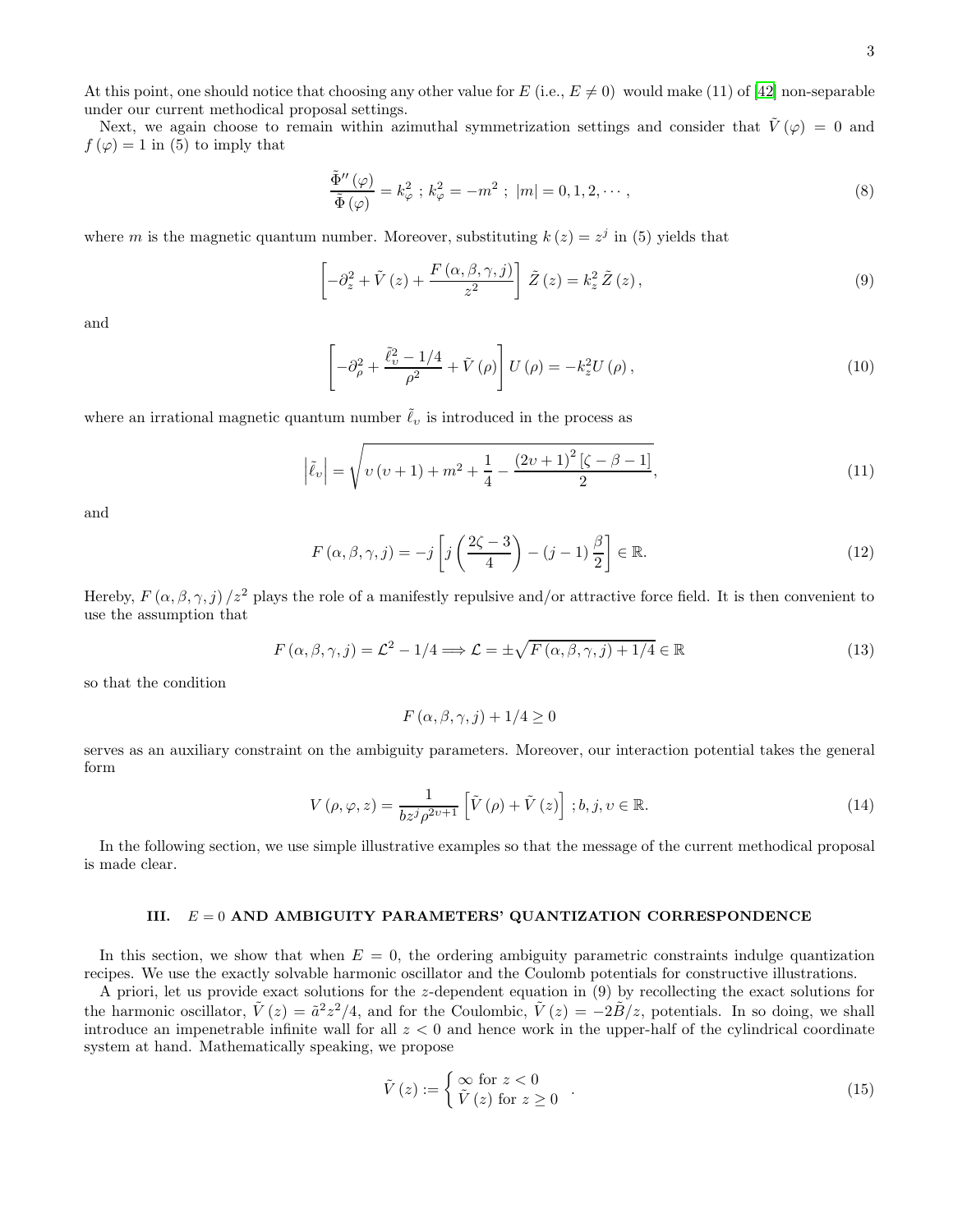At this point, one should notice that choosing any other value for $E$ (i.e., $E \neq 0$) would make (11) of [42] non-separable under our current methodical proposal settings.

Next, we again choose to remain within azimuthal symmetrization settings and consider that $\tilde{V}(\varphi) = 0$ and $f(\varphi) = 1$ in (5) to imply that

$$\frac{\tilde{\Phi}''(\varphi)}{\tilde{\Phi}(\varphi)} = k_\varphi^2 \; ; \; k_\varphi^2 = -m^2 \; ; \; |m| = 0, 1, 2, \cdots , \tag{8}$$

where $m$ is the magnetic quantum number. Moreover, substituting $k(z) = z^j$ in (5) yields that

$$\left[ -\partial_z^2 + \tilde{V}(z) + \frac{F(\alpha, \beta, \gamma, j)}{z^2} \right] \tilde{Z}(z) = k_z^2 \, \tilde{Z}(z) , \tag{9}$$

and

$$\left[ -\partial_\rho^2 + \frac{\tilde{\ell}_\upsilon^2 - 1/4}{\rho^2} + \tilde{V}(\rho) \right] U(\rho) = -k_z^2 U(\rho) , \tag{10}$$

where an irrational magnetic quantum number $\tilde{\ell}_\upsilon$ is introduced in the process as

$$\left| \tilde{\ell}_\upsilon \right| = \sqrt{\upsilon(\upsilon + 1) + m^2 + \frac{1}{4} - \frac{(2\upsilon + 1)^2 [\zeta - \beta - 1]}{2}}, \tag{11}$$

and

$$F(\alpha, \beta, \gamma, j) = -j \left[ j \left( \frac{2\zeta - 3}{4} \right) - (j - 1) \frac{\beta}{2} \right] \in \mathbb{R}. \tag{12}$$

Hereby, $F(\alpha, \beta, \gamma, j)/z^2$ plays the role of a manifestly repulsive and/or attractive force field. It is then convenient to use the assumption that

$$F(\alpha, \beta, \gamma, j) = \mathcal{L}^2 - 1/4 \Longrightarrow \mathcal{L} = \pm \sqrt{F(\alpha, \beta, \gamma, j) + 1/4} \in \mathbb{R} \tag{13}$$

so that the condition

$$F(\alpha, \beta, \gamma, j) + 1/4 \geq 0$$

serves as an auxiliary constraint on the ambiguity parameters. Moreover, our interaction potential takes the general form

$$V(\rho, \varphi, z) = \frac{1}{b z^j \rho^{2\upsilon + 1}} \left[ \tilde{V}(\rho) + \tilde{V}(z) \right] \; ; b, j, \upsilon \in \mathbb{R}. \tag{14}$$

In the following section, we use simple illustrative examples so that the message of the current methodical proposal is made clear.

## III. $E = 0$ AND AMBIGUITY PARAMETERS' QUANTIZATION CORRESPONDENCE

In this section, we show that when $E = 0$, the ordering ambiguity parametric constraints indulge quantization recipes. We use the exactly solvable harmonic oscillator and the Coulomb potentials for constructive illustrations.

A priori, let us provide exact solutions for the $z$-dependent equation in (9) by recollecting the exact solutions for the harmonic oscillator, $\tilde{V}(z) = \tilde{a}^2 z^2/4$, and for the Coulombic, $\tilde{V}(z) = -2\tilde{B}/z$, potentials. In so doing, we shall introduce an impenetrable infinite wall for all $z < 0$ and hence work in the upper-half of the cylindrical coordinate system at hand. Mathematically speaking, we propose

$$\tilde{V}(z) := \begin{cases} \infty \text{ for } z < 0 \\ \tilde{V}(z) \text{ for } z \geq 0 \end{cases} . \tag{15}$$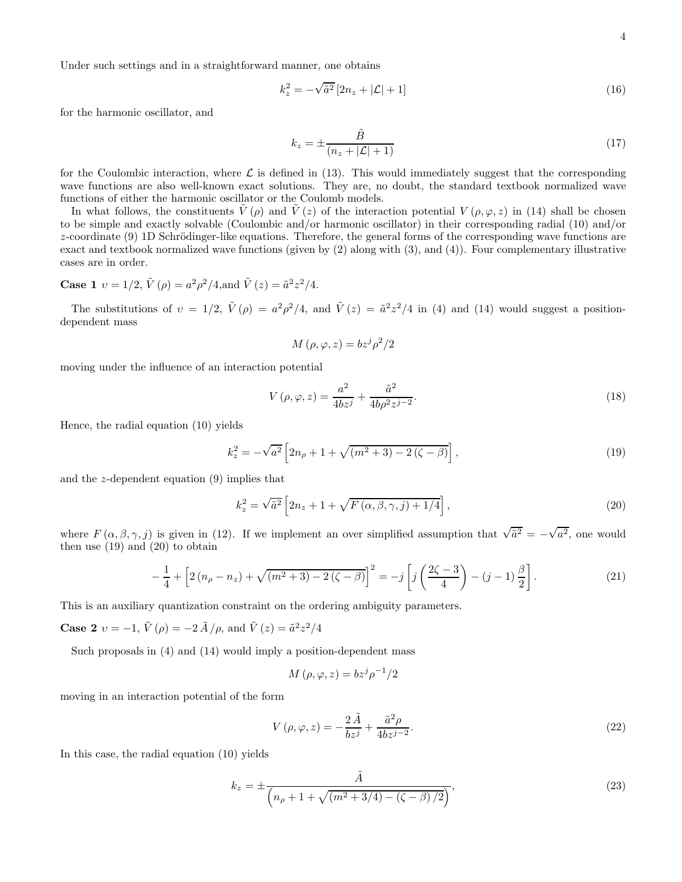Under such settings and in a straightforward manner, one obtains

$$k_z^2 = -\sqrt{\tilde{a}^2}\left[2n_z + |\mathcal{L}| + 1\right] \tag{16}$$

for the harmonic oscillator, and

$$k_z = \pm\frac{\tilde{B}}{(n_z + |\mathcal{L}| + 1)} \tag{17}$$

for the Coulombic interaction, where $\mathcal{L}$ is defined in (13). This would immediately suggest that the corresponding wave functions are also well-known exact solutions. They are, no doubt, the standard textbook normalized wave functions of either the harmonic oscillator or the Coulomb models.

In what follows, the constituents $\tilde{V}(\rho)$ and $\tilde{V}(z)$ of the interaction potential $V(\rho,\varphi,z)$ in (14) shall be chosen to be simple and exactly solvable (Coulombic and/or harmonic oscillator) in their corresponding radial (10) and/or $z$-coordinate (9) 1D Schrödinger-like equations. Therefore, the general forms of the corresponding wave functions are exact and textbook normalized wave functions (given by (2) along with (3), and (4)). Four complementary illustrative cases are in order.

**Case 1** $\upsilon = 1/2$, $\tilde{V}(\rho) = a^2\rho^2/4$,and $\tilde{V}(z) = \tilde{a}^2 z^2/4$.

The substitutions of $\upsilon = 1/2$, $\tilde{V}(\rho) = a^2\rho^2/4$, and $\tilde{V}(z) = \tilde{a}^2 z^2/4$ in (4) and (14) would suggest a position-dependent mass

$$M(\rho,\varphi,z) = bz^j\rho^2/2$$

moving under the influence of an interaction potential

$$V(\rho,\varphi,z) = \frac{a^2}{4bz^j} + \frac{\tilde{a}^2}{4b\rho^2 z^{j-2}}. \tag{18}$$

Hence, the radial equation (10) yields

$$k_z^2 = -\sqrt{a^2}\left[2n_\rho + 1 + \sqrt{(m^2+3) - 2(\zeta - \beta)}\right], \tag{19}$$

and the $z$-dependent equation (9) implies that

$$k_z^2 = \sqrt{\tilde{a}^2}\left[2n_z + 1 + \sqrt{F(\alpha,\beta,\gamma,j) + 1/4}\right], \tag{20}$$

where $F(\alpha,\beta,\gamma,j)$ is given in (12). If we implement an over simplified assumption that $\sqrt{\tilde{a}^2} = -\sqrt{a^2}$, one would then use (19) and (20) to obtain

$$-\frac{1}{4} + \left[2(n_\rho - n_z) + \sqrt{(m^2+3) - 2(\zeta - \beta)}\right]^2 = -j\left[j\left(\frac{2\zeta - 3}{4}\right) - (j-1)\frac{\beta}{2}\right]. \tag{21}$$

This is an auxiliary quantization constraint on the ordering ambiguity parameters.

**Case 2** $\upsilon = -1$, $\tilde{V}(\rho) = -2\tilde{A}/\rho$, and $\tilde{V}(z) = \tilde{a}^2 z^2/4$

Such proposals in (4) and (14) would imply a position-dependent mass

$$M(\rho,\varphi,z) = bz^j\rho^{-1}/2$$

moving in an interaction potential of the form

$$V(\rho,\varphi,z) = -\frac{2\tilde{A}}{bz^j} + \frac{\tilde{a}^2\rho}{4bz^{j-2}}. \tag{22}$$

In this case, the radial equation (10) yields

$$k_z = \pm\frac{\tilde{A}}{\left(n_\rho + 1 + \sqrt{(m^2+3/4) - (\zeta-\beta)/2}\right)}, \tag{23}$$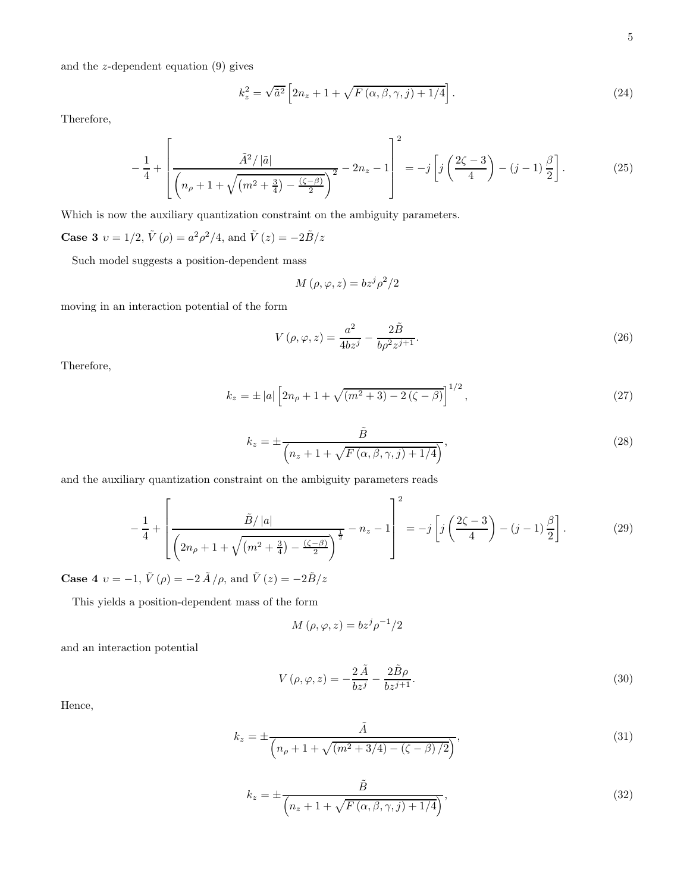and the $z$-dependent equation (9) gives

$$k_z^2 = \sqrt{\tilde{a}^2}\left[2n_z + 1 + \sqrt{F(\alpha,\beta,\gamma,j) + 1/4}\right]. \tag{24}$$

Therefore,

$$-\frac{1}{4} + \left[\frac{\tilde{A}^2/|\tilde{a}|}{\left(n_\rho + 1 + \sqrt{\left(m^2 + \frac{3}{4}\right) - \frac{(\zeta-\beta)}{2}}\right)^2} - 2n_z - 1\right]^2 = -j\left[j\left(\frac{2\zeta - 3}{4}\right) - (j-1)\frac{\beta}{2}\right]. \tag{25}$$

Which is now the auxiliary quantization constraint on the ambiguity parameters.

**Case 3** $\upsilon = 1/2$, $\tilde{V}(\rho) = a^2\rho^2/4$, and $\tilde{V}(z) = -2\tilde{B}/z$

Such model suggests a position-dependent mass

$$M(\rho,\varphi,z) = bz^j\rho^2/2$$

moving in an interaction potential of the form

$$V(\rho,\varphi,z) = \frac{a^2}{4bz^j} - \frac{2\tilde{B}}{b\rho^2 z^{j+1}}. \tag{26}$$

Therefore,

$$k_z = \pm|a|\left[2n_\rho + 1 + \sqrt{(m^2+3) - 2(\zeta-\beta)}\right]^{1/2}, \tag{27}$$

$$k_z = \pm\frac{\tilde{B}}{\left(n_z + 1 + \sqrt{F(\alpha,\beta,\gamma,j) + 1/4}\right)}, \tag{28}$$

and the auxiliary quantization constraint on the ambiguity parameters reads

$$-\frac{1}{4} + \left[\frac{\tilde{B}/|a|}{\left(2n_\rho + 1 + \sqrt{\left(m^2 + \frac{3}{4}\right) - \frac{(\zeta-\beta)}{2}}\right)^{\frac{1}{2}}} - n_z - 1\right]^2 = -j\left[j\left(\frac{2\zeta - 3}{4}\right) - (j-1)\frac{\beta}{2}\right]. \tag{29}$$

**Case 4** $\upsilon = -1$, $\tilde{V}(\rho) = -2\tilde{A}/\rho$, and $\tilde{V}(z) = -2\tilde{B}/z$

This yields a position-dependent mass of the form

$$M(\rho,\varphi,z) = bz^j\rho^{-1}/2$$

and an interaction potential

$$V(\rho,\varphi,z) = -\frac{2\tilde{A}}{bz^j} - \frac{2\tilde{B}\rho}{bz^{j+1}}. \tag{30}$$

Hence,

$$k_z = \pm\frac{\tilde{A}}{\left(n_\rho + 1 + \sqrt{(m^2 + 3/4) - (\zeta-\beta)/2}\right)}, \tag{31}$$

$$k_z = \pm\frac{\tilde{B}}{\left(n_z + 1 + \sqrt{F(\alpha,\beta,\gamma,j) + 1/4}\right)}, \tag{32}$$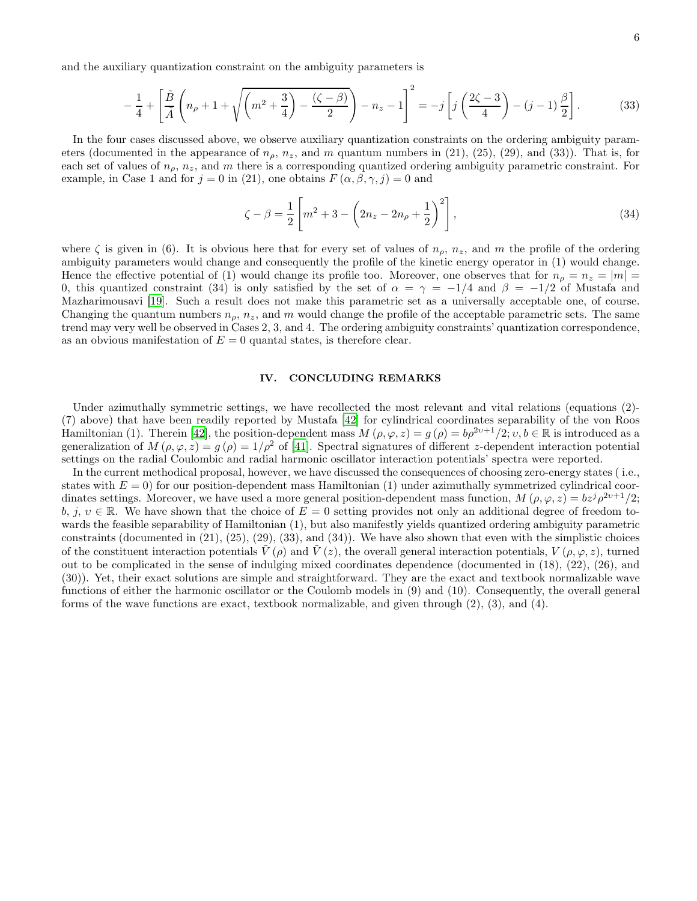and the auxiliary quantization constraint on the ambiguity parameters is

$$-\frac{1}{4}+\left[\frac{\tilde{B}}{\tilde{A}}\left(n_\rho+1+\sqrt{\left(m^2+\frac{3}{4}\right)-\frac{(\zeta-\beta)}{2}}\right)-n_z-1\right]^2=-j\left[j\left(\frac{2\zeta-3}{4}\right)-(j-1)\frac{\beta}{2}\right]. \tag{33}$$

In the four cases discussed above, we observe auxiliary quantization constraints on the ordering ambiguity parameters (documented in the appearance of $n_\rho$, $n_z$, and $m$ quantum numbers in (21), (25), (29), and (33)). That is, for each set of values of $n_\rho$, $n_z$, and $m$ there is a corresponding quantized ordering ambiguity parametric constraint. For example, in Case 1 and for $j=0$ in (21), one obtains $F(\alpha,\beta,\gamma,j)=0$ and

$$\zeta-\beta=\frac{1}{2}\left[m^2+3-\left(2n_z-2n_\rho+\frac{1}{2}\right)^2\right], \tag{34}$$

where $\zeta$ is given in (6). It is obvious here that for every set of values of $n_\rho$, $n_z$, and $m$ the profile of the ordering ambiguity parameters would change and consequently the profile of the kinetic energy operator in (1) would change. Hence the effective potential of (1) would change its profile too. Moreover, one observes that for $n_\rho=n_z=|m|=0$, this quantized constraint (34) is only satisfied by the set of $\alpha=\gamma=-1/4$ and $\beta=-1/2$ of Mustafa and Mazharimousavi [19]. Such a result does not make this parametric set as a universally acceptable one, of course. Changing the quantum numbers $n_\rho$, $n_z$, and $m$ would change the profile of the acceptable parametric sets. The same trend may very well be observed in Cases 2, 3, and 4. The ordering ambiguity constraints' quantization correspondence, as an obvious manifestation of $E=0$ quantal states, is therefore clear.

## IV. CONCLUDING REMARKS

Under azimuthally symmetric settings, we have recollected the most relevant and vital relations (equations (2)-(7) above) that have been readily reported by Mustafa [42] for cylindrical coordinates separability of the von Roos Hamiltonian (1). Therein [42], the position-dependent mass $M(\rho,\varphi,z)=g(\rho)=b\rho^{2\upsilon+1}/2;\upsilon,b\in\mathbb{R}$ is introduced as a generalization of $M(\rho,\varphi,z)=g(\rho)=1/\rho^2$ of [41]. Spectral signatures of different $z$-dependent interaction potential settings on the radial Coulombic and radial harmonic oscillator interaction potentials' spectra were reported.

In the current methodical proposal, however, we have discussed the consequences of choosing zero-energy states ( i.e., states with $E=0$) for our position-dependent mass Hamiltonian (1) under azimuthally symmetrized cylindrical coordinates settings. Moreover, we have used a more general position-dependent mass function, $M(\rho,\varphi,z)=bz^j\rho^{2\upsilon+1}/2$; $b$, $j$, $\upsilon\in\mathbb{R}$. We have shown that the choice of $E=0$ setting provides not only an additional degree of freedom towards the feasible separability of Hamiltonian (1), but also manifestly yields quantized ordering ambiguity parametric constraints (documented in (21), (25), (29), (33), and (34)). We have also shown that even with the simplistic choices of the constituent interaction potentials $\tilde{V}(\rho)$ and $\tilde{V}(z)$, the overall general interaction potentials, $V(\rho,\varphi,z)$, turned out to be complicated in the sense of indulging mixed coordinates dependence (documented in (18), (22), (26), and (30)). Yet, their exact solutions are simple and straightforward. They are the exact and textbook normalizable wave functions of either the harmonic oscillator or the Coulomb models in (9) and (10). Consequently, the overall general forms of the wave functions are exact, textbook normalizable, and given through (2), (3), and (4).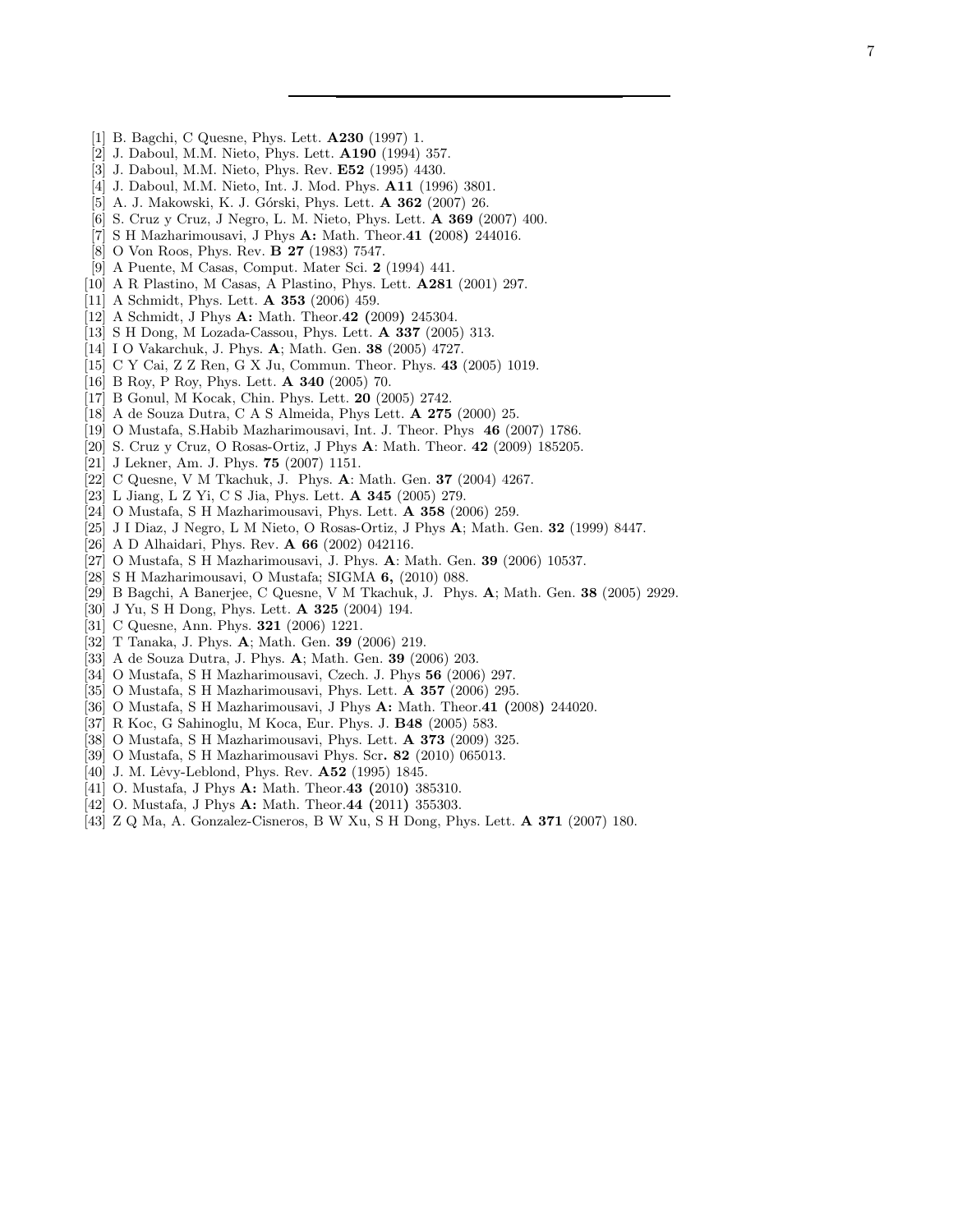---

[1] B. Bagchi, C Quesne, Phys. Lett. **A230** (1997) 1.
[2] J. Daboul, M.M. Nieto, Phys. Lett. **A190** (1994) 357.
[3] J. Daboul, M.M. Nieto, Phys. Rev. **E52** (1995) 4430.
[4] J. Daboul, M.M. Nieto, Int. J. Mod. Phys. **A11** (1996) 3801.
[5] A. J. Makowski, K. J. Górski, Phys. Lett. **A 362** (2007) 26.
[6] S. Cruz y Cruz, J Negro, L. M. Nieto, Phys. Lett. **A 369** (2007) 400.
[7] S H Mazharimousavi, J Phys **A:** Math. Theor.**41 (**2008**)** 244016.
[8] O Von Roos, Phys. Rev. **B 27** (1983) 7547.
[9] A Puente, M Casas, Comput. Mater Sci. **2** (1994) 441.
[10] A R Plastino, M Casas, A Plastino, Phys. Lett. **A281** (2001) 297.
[11] A Schmidt, Phys. Lett. **A 353** (2006) 459.
[12] A Schmidt, J Phys **A:** Math. Theor.**42 (**2009**)** 245304.
[13] S H Dong, M Lozada-Cassou, Phys. Lett. **A 337** (2005) 313.
[14] I O Vakarchuk, J. Phys. **A**; Math. Gen. **38** (2005) 4727.
[15] C Y Cai, Z Z Ren, G X Ju, Commun. Theor. Phys. **43** (2005) 1019.
[16] B Roy, P Roy, Phys. Lett. **A 340** (2005) 70.
[17] B Gonul, M Kocak, Chin. Phys. Lett. **20** (2005) 2742.
[18] A de Souza Dutra, C A S Almeida, Phys Lett. **A 275** (2000) 25.
[19] O Mustafa, S.Habib Mazharimousavi, Int. J. Theor. Phys **46** (2007) 1786.
[20] S. Cruz y Cruz, O Rosas-Ortiz, J Phys **A**: Math. Theor. **42** (2009) 185205.
[21] J Lekner, Am. J. Phys. **75** (2007) 1151.
[22] C Quesne, V M Tkachuk, J. Phys. **A**: Math. Gen. **37** (2004) 4267.
[23] L Jiang, L Z Yi, C S Jia, Phys. Lett. **A 345** (2005) 279.
[24] O Mustafa, S H Mazharimousavi, Phys. Lett. **A 358** (2006) 259.
[25] J I Diaz, J Negro, L M Nieto, O Rosas-Ortiz, J Phys **A**; Math. Gen. **32** (1999) 8447.
[26] A D Alhaidari, Phys. Rev. **A 66** (2002) 042116.
[27] O Mustafa, S H Mazharimousavi, J. Phys. **A**: Math. Gen. **39** (2006) 10537.
[28] S H Mazharimousavi, O Mustafa; SIGMA **6,** (2010) 088.
[29] B Bagchi, A Banerjee, C Quesne, V M Tkachuk, J. Phys. **A**; Math. Gen. **38** (2005) 2929.
[30] J Yu, S H Dong, Phys. Lett. **A 325** (2004) 194.
[31] C Quesne, Ann. Phys. **321** (2006) 1221.
[32] T Tanaka, J. Phys. **A**; Math. Gen. **39** (2006) 219.
[33] A de Souza Dutra, J. Phys. **A**; Math. Gen. **39** (2006) 203.
[34] O Mustafa, S H Mazharimousavi, Czech. J. Phys **56** (2006) 297.
[35] O Mustafa, S H Mazharimousavi, Phys. Lett. **A 357** (2006) 295.
[36] O Mustafa, S H Mazharimousavi, J Phys **A:** Math. Theor.**41 (**2008**)** 244020.
[37] R Koc, G Sahinoglu, M Koca, Eur. Phys. J. **B48** (2005) 583.
[38] O Mustafa, S H Mazharimousavi, Phys. Lett. **A 373** (2009) 325.
[39] O Mustafa, S H Mazharimousavi Phys. Scr**. 82** (2010) 065013.
[40] J. M. Lèvy-Leblond, Phys. Rev. **A52** (1995) 1845.
[41] O. Mustafa, J Phys **A:** Math. Theor.**43 (**2010**)** 385310.
[42] O. Mustafa, J Phys **A:** Math. Theor.**44 (**2011**)** 355303.
[43] Z Q Ma, A. Gonzalez-Cisneros, B W Xu, S H Dong, Phys. Lett. **A 371** (2007) 180.